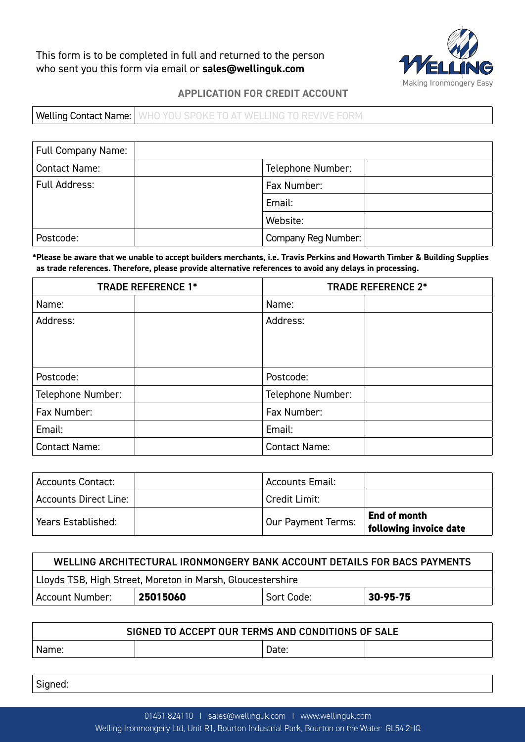This form is to be completed in full and returned to the person who sent you this form via email or **sales@wellinguk.com**

Welling
Making Ironmongery Easy

## APPLICATION FOR CREDIT ACCOUNT

| Welling Contact Name: | WHO YOU SPOKE TO AT WELLING TO REVIVE FORM |
|---|---|

| Full Company Name: | | | |
|---|---|---|---|
| Contact Name: | | Telephone Number: | |
| Full Address: | | Fax Number: | |
| | | Email: | |
| | | Website: | |
| Postcode: | | Company Reg Number: | |

***Please be aware that we unable to accept builders merchants, i.e. Travis Perkins and Howarth Timber & Building Supplies as trade references. Therefore, please provide alternative references to avoid any delays in processing.**

| TRADE REFERENCE 1* | | TRADE REFERENCE 2* | |
|---|---|---|---|
| Name: | | Name: | |
| Address: | | Address: | |
| Postcode: | | Postcode: | |
| Telephone Number: | | Telephone Number: | |
| Fax Number: | | Fax Number: | |
| Email: | | Email: | |
| Contact Name: | | Contact Name: | |

| Accounts Contact: | | Accounts Email: | |
|---|---|---|---|
| Accounts Direct Line: | | Credit Limit: | |
| Years Established: | | Our Payment Terms: | **End of month following invoice date** |

| WELLING ARCHITECTURAL IRONMONGERY BANK ACCOUNT DETAILS FOR BACS PAYMENTS | | | |
|---|---|---|---|
| Lloyds TSB, High Street, Moreton in Marsh, Gloucestershire | | | |
| Account Number: | **25015060** | Sort Code: | **30-95-75** |

| SIGNED TO ACCEPT OUR TERMS AND CONDITIONS OF SALE | | | |
|---|---|---|---|
| Name: | | Date: | |

| Signed: |
|---|

01451 824110 | sales@wellinguk.com | www.wellinguk.com
Welling Ironmongery Ltd, Unit R1, Bourton Industrial Park, Bourton on the Water GL54 2HQ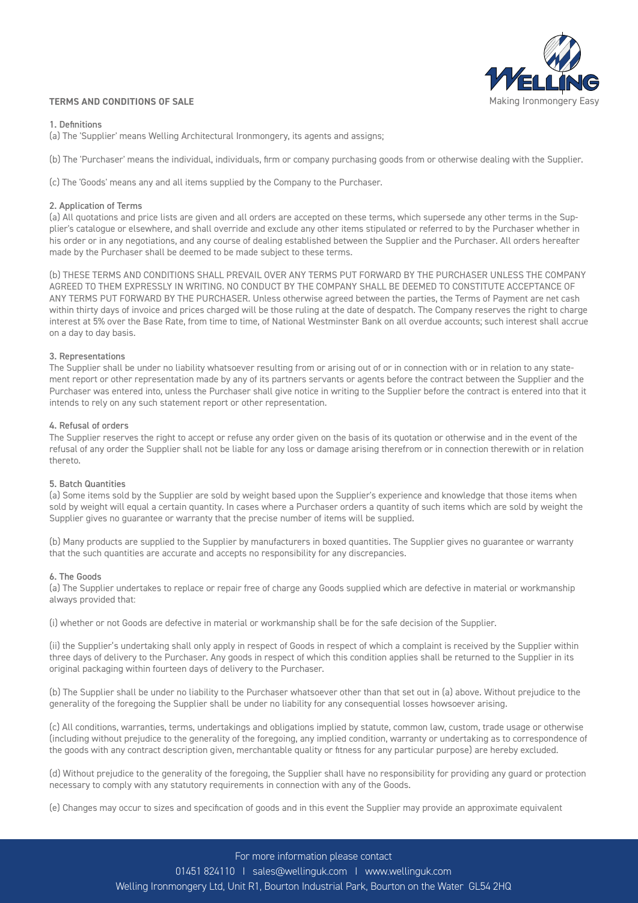# TERMS AND CONDITIONS OF SALE

## 1. Definitions

(a) The 'Supplier' means Welling Architectural Ironmongery, its agents and assigns;

(b) The 'Purchaser' means the individual, individuals, firm or company purchasing goods from or otherwise dealing with the Supplier.

(c) The 'Goods' means any and all items supplied by the Company to the Purchaser.

## 2. Application of Terms

(a) All quotations and price lists are given and all orders are accepted on these terms, which supersede any other terms in the Supplier's catalogue or elsewhere, and shall override and exclude any other items stipulated or referred to by the Purchaser whether in his order or in any negotiations, and any course of dealing established between the Supplier and the Purchaser. All orders hereafter made by the Purchaser shall be deemed to be made subject to these terms.

(b) THESE TERMS AND CONDITIONS SHALL PREVAIL OVER ANY TERMS PUT FORWARD BY THE PURCHASER UNLESS THE COMPANY AGREED TO THEM EXPRESSLY IN WRITING. NO CONDUCT BY THE COMPANY SHALL BE DEEMED TO CONSTITUTE ACCEPTANCE OF ANY TERMS PUT FORWARD BY THE PURCHASER. Unless otherwise agreed between the parties, the Terms of Payment are net cash within thirty days of invoice and prices charged will be those ruling at the date of despatch. The Company reserves the right to charge interest at 5% over the Base Rate, from time to time, of National Westminster Bank on all overdue accounts; such interest shall accrue on a day to day basis.

## 3. Representations

The Supplier shall be under no liability whatsoever resulting from or arising out of or in connection with or in relation to any statement report or other representation made by any of its partners servants or agents before the contract between the Supplier and the Purchaser was entered into, unless the Purchaser shall give notice in writing to the Supplier before the contract is entered into that it intends to rely on any such statement report or other representation.

## 4. Refusal of orders

The Supplier reserves the right to accept or refuse any order given on the basis of its quotation or otherwise and in the event of the refusal of any order the Supplier shall not be liable for any loss or damage arising therefrom or in connection therewith or in relation thereto.

## 5. Batch Quantities

(a) Some items sold by the Supplier are sold by weight based upon the Supplier's experience and knowledge that those items when sold by weight will equal a certain quantity. In cases where a Purchaser orders a quantity of such items which are sold by weight the Supplier gives no guarantee or warranty that the precise number of items will be supplied.

(b) Many products are supplied to the Supplier by manufacturers in boxed quantities. The Supplier gives no guarantee or warranty that the such quantities are accurate and accepts no responsibility for any discrepancies.

## 6. The Goods

(a) The Supplier undertakes to replace or repair free of charge any Goods supplied which are defective in material or workmanship always provided that:

(i) whether or not Goods are defective in material or workmanship shall be for the safe decision of the Supplier.

(ii) the Supplier's undertaking shall only apply in respect of Goods in respect of which a complaint is received by the Supplier within three days of delivery to the Purchaser. Any goods in respect of which this condition applies shall be returned to the Supplier in its original packaging within fourteen days of delivery to the Purchaser.

(b) The Supplier shall be under no liability to the Purchaser whatsoever other than that set out in (a) above. Without prejudice to the generality of the foregoing the Supplier shall be under no liability for any consequential losses howsoever arising.

(c) All conditions, warranties, terms, undertakings and obligations implied by statute, common law, custom, trade usage or otherwise (including without prejudice to the generality of the foregoing, any implied condition, warranty or undertaking as to correspondence of the goods with any contract description given, merchantable quality or fitness for any particular purpose) are hereby excluded.

(d) Without prejudice to the generality of the foregoing, the Supplier shall have no responsibility for providing any guard or protection necessary to comply with any statutory requirements in connection with any of the Goods.

(e) Changes may occur to sizes and specification of goods and in this event the Supplier may provide an approximate equivalent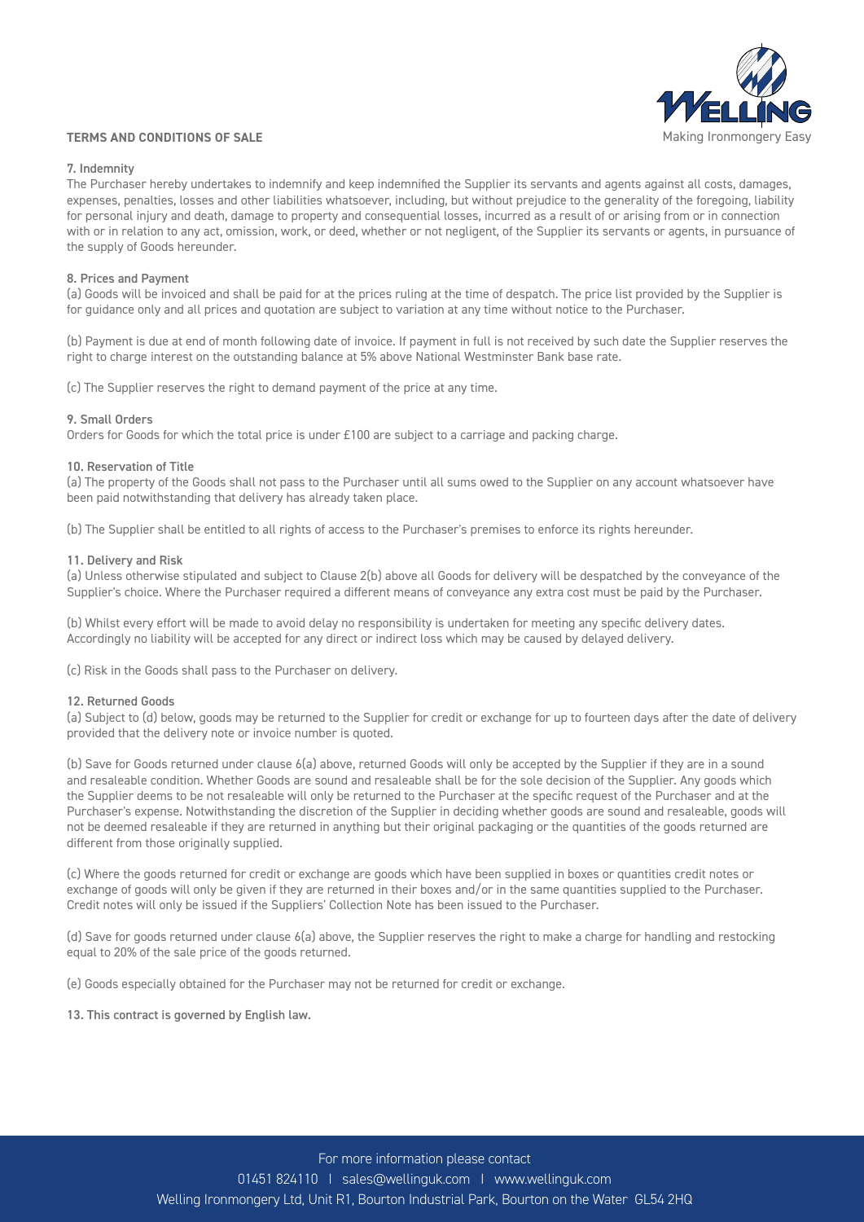**TERMS AND CONDITIONS OF SALE**

Making Ironmongery Easy

### 7. Indemnity

The Purchaser hereby undertakes to indemnify and keep indemnified the Supplier its servants and agents against all costs, damages, expenses, penalties, losses and other liabilities whatsoever, including, but without prejudice to the generality of the foregoing, liability for personal injury and death, damage to property and consequential losses, incurred as a result of or arising from or in connection with or in relation to any act, omission, work, or deed, whether or not negligent, of the Supplier its servants or agents, in pursuance of the supply of Goods hereunder.

### 8. Prices and Payment

(a) Goods will be invoiced and shall be paid for at the prices ruling at the time of despatch. The price list provided by the Supplier is for guidance only and all prices and quotation are subject to variation at any time without notice to the Purchaser.

(b) Payment is due at end of month following date of invoice. If payment in full is not received by such date the Supplier reserves the right to charge interest on the outstanding balance at 5% above National Westminster Bank base rate.

(c) The Supplier reserves the right to demand payment of the price at any time.

### 9. Small Orders

Orders for Goods for which the total price is under £100 are subject to a carriage and packing charge.

### 10. Reservation of Title

(a) The property of the Goods shall not pass to the Purchaser until all sums owed to the Supplier on any account whatsoever have been paid notwithstanding that delivery has already taken place.

(b) The Supplier shall be entitled to all rights of access to the Purchaser's premises to enforce its rights hereunder.

### 11. Delivery and Risk

(a) Unless otherwise stipulated and subject to Clause 2(b) above all Goods for delivery will be despatched by the conveyance of the Supplier's choice. Where the Purchaser required a different means of conveyance any extra cost must be paid by the Purchaser.

(b) Whilst every effort will be made to avoid delay no responsibility is undertaken for meeting any specific delivery dates. Accordingly no liability will be accepted for any direct or indirect loss which may be caused by delayed delivery.

(c) Risk in the Goods shall pass to the Purchaser on delivery.

### 12. Returned Goods

(a) Subject to (d) below, goods may be returned to the Supplier for credit or exchange for up to fourteen days after the date of delivery provided that the delivery note or invoice number is quoted.

(b) Save for Goods returned under clause 6(a) above, returned Goods will only be accepted by the Supplier if they are in a sound and resaleable condition. Whether Goods are sound and resaleable shall be for the sole decision of the Supplier. Any goods which the Supplier deems to be not resaleable will only be returned to the Purchaser at the specific request of the Purchaser and at the Purchaser's expense. Notwithstanding the discretion of the Supplier in deciding whether goods are sound and resaleable, goods will not be deemed resaleable if they are returned in anything but their original packaging or the quantities of the goods returned are different from those originally supplied.

(c) Where the goods returned for credit or exchange are goods which have been supplied in boxes or quantities credit notes or exchange of goods will only be given if they are returned in their boxes and/or in the same quantities supplied to the Purchaser. Credit notes will only be issued if the Suppliers' Collection Note has been issued to the Purchaser.

(d) Save for goods returned under clause 6(a) above, the Supplier reserves the right to make a charge for handling and restocking equal to 20% of the sale price of the goods returned.

(e) Goods especially obtained for the Purchaser may not be returned for credit or exchange.

### 13. This contract is governed by English law.

For more information please contact

01451 824110 | sales@wellinguk.com | www.wellinguk.com

Welling Ironmongery Ltd, Unit R1, Bourton Industrial Park, Bourton on the Water GL54 2HQ